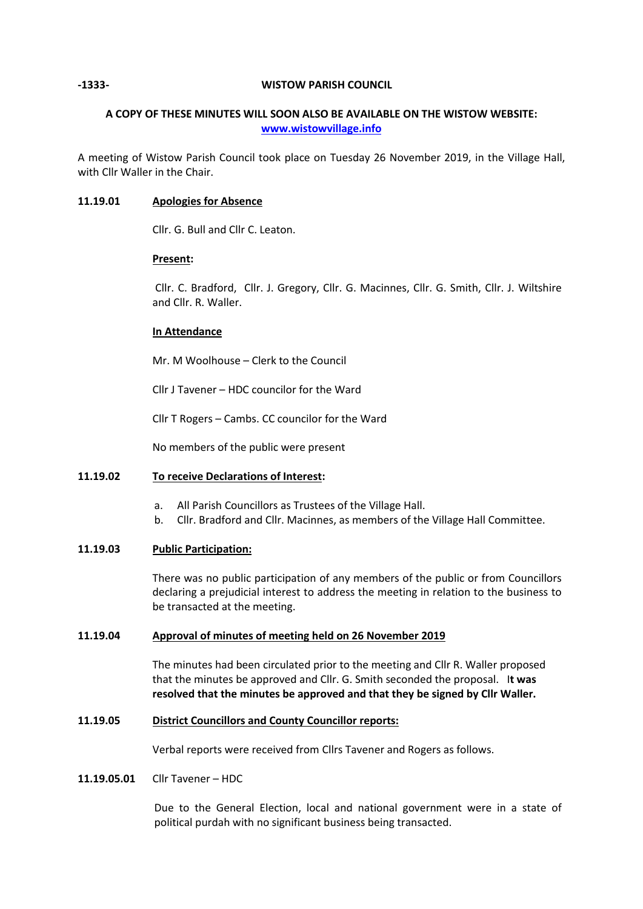**-1333-** **WISTOW PARISH COUNCIL**

**A COPY OF THESE MINUTES WILL SOON ALSO BE AVAILABLE ON THE WISTOW WEBSITE: [www.wistowvillage.info](www.wistowvillage.info)**

A meeting of Wistow Parish Council took place on Tuesday 26 November 2019, in the Village Hall, with Cllr Waller in the Chair.

**11.19.01** **Apologies for Absence**

Cllr. G. Bull and Cllr C. Leaton.

**Present:**

Cllr. C. Bradford, Cllr. J. Gregory, Cllr. G. Macinnes, Cllr. G. Smith, Cllr. J. Wiltshire and Cllr. R. Waller.

**In Attendance**

Mr. M Woolhouse – Clerk to the Council

Cllr J Tavener – HDC councilor for the Ward

Cllr T Rogers – Cambs. CC councilor for the Ward

No members of the public were present

**11.19.02** **To receive Declarations of Interest:**

a. All Parish Councillors as Trustees of the Village Hall.
b. Cllr. Bradford and Cllr. Macinnes, as members of the Village Hall Committee.

**11.19.03** **Public Participation:**

There was no public participation of any members of the public or from Councillors declaring a prejudicial interest to address the meeting in relation to the business to be transacted at the meeting.

**11.19.04** **Approval of minutes of meeting held on 26 November 2019**

The minutes had been circulated prior to the meeting and Cllr R. Waller proposed that the minutes be approved and Cllr. G. Smith seconded the proposal. **It was resolved that the minutes be approved and that they be signed by Cllr Waller.**

**11.19.05** **District Councillors and County Councillor reports:**

Verbal reports were received from Cllrs Tavener and Rogers as follows.

**11.19.05.01** Cllr Tavener – HDC

Due to the General Election, local and national government were in a state of political purdah with no significant business being transacted.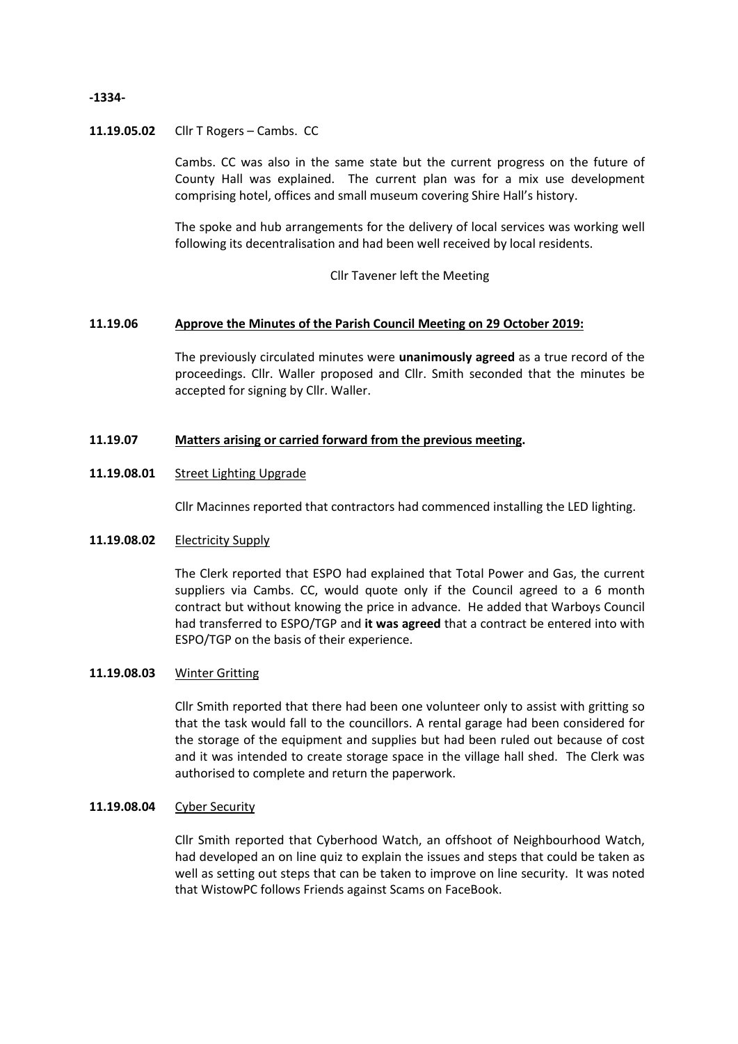**11.19.05.02** Cllr T Rogers – Cambs. CC

Cambs. CC was also in the same state but the current progress on the future of County Hall was explained. The current plan was for a mix use development comprising hotel, offices and small museum covering Shire Hall's history.

The spoke and hub arrangements for the delivery of local services was working well following its decentralisation and had been well received by local residents.

Cllr Tavener left the Meeting

**11.19.06** **Approve the Minutes of the Parish Council Meeting on 29 October 2019:**

The previously circulated minutes were **unanimously agreed** as a true record of the proceedings. Cllr. Waller proposed and Cllr. Smith seconded that the minutes be accepted for signing by Cllr. Waller.

**11.19.07** **Matters arising or carried forward from the previous meeting.**

**11.19.08.01** Street Lighting Upgrade

Cllr Macinnes reported that contractors had commenced installing the LED lighting.

**11.19.08.02** Electricity Supply

The Clerk reported that ESPO had explained that Total Power and Gas, the current suppliers via Cambs. CC, would quote only if the Council agreed to a 6 month contract but without knowing the price in advance. He added that Warboys Council had transferred to ESPO/TGP and **it was agreed** that a contract be entered into with ESPO/TGP on the basis of their experience.

**11.19.08.03** Winter Gritting

Cllr Smith reported that there had been one volunteer only to assist with gritting so that the task would fall to the councillors. A rental garage had been considered for the storage of the equipment and supplies but had been ruled out because of cost and it was intended to create storage space in the village hall shed. The Clerk was authorised to complete and return the paperwork.

**11.19.08.04** Cyber Security

Cllr Smith reported that Cyberhood Watch, an offshoot of Neighbourhood Watch, had developed an on line quiz to explain the issues and steps that could be taken as well as setting out steps that can be taken to improve on line security. It was noted that WistowPC follows Friends against Scams on FaceBook.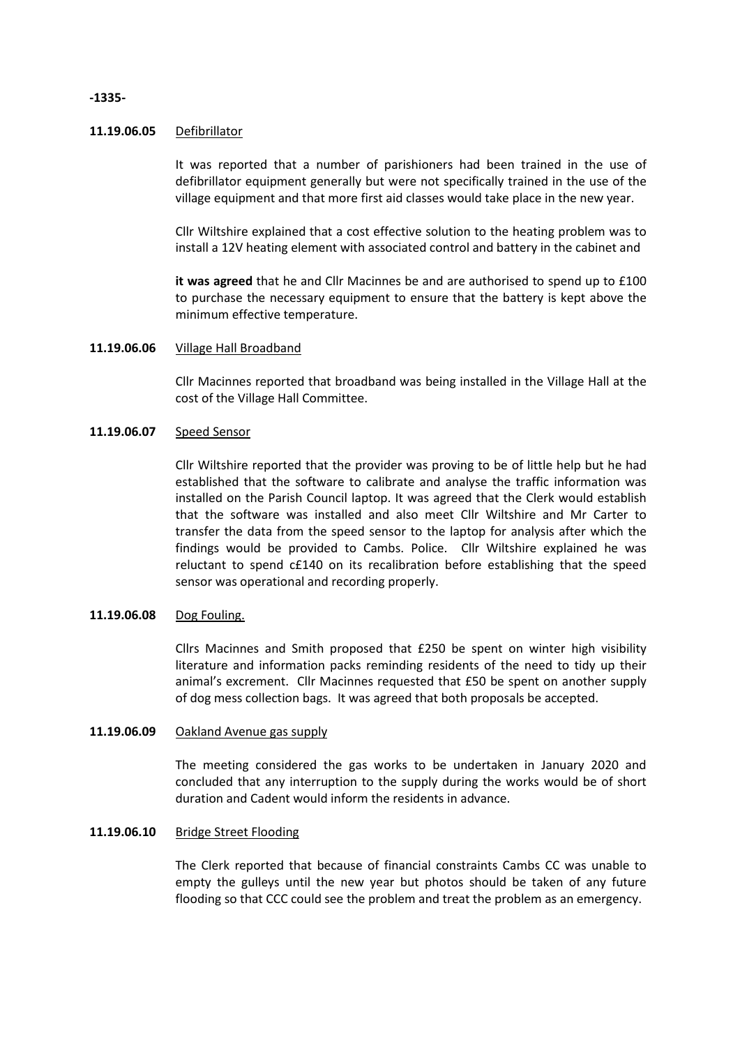**11.19.06.05** Defibrillator

It was reported that a number of parishioners had been trained in the use of defibrillator equipment generally but were not specifically trained in the use of the village equipment and that more first aid classes would take place in the new year.

Cllr Wiltshire explained that a cost effective solution to the heating problem was to install a 12V heating element with associated control and battery in the cabinet and

**it was agreed** that he and Cllr Macinnes be and are authorised to spend up to £100 to purchase the necessary equipment to ensure that the battery is kept above the minimum effective temperature.

**11.19.06.06** Village Hall Broadband

Cllr Macinnes reported that broadband was being installed in the Village Hall at the cost of the Village Hall Committee.

**11.19.06.07** Speed Sensor

Cllr Wiltshire reported that the provider was proving to be of little help but he had established that the software to calibrate and analyse the traffic information was installed on the Parish Council laptop. It was agreed that the Clerk would establish that the software was installed and also meet Cllr Wiltshire and Mr Carter to transfer the data from the speed sensor to the laptop for analysis after which the findings would be provided to Cambs. Police. Cllr Wiltshire explained he was reluctant to spend c£140 on its recalibration before establishing that the speed sensor was operational and recording properly.

**11.19.06.08** Dog Fouling.

Cllrs Macinnes and Smith proposed that £250 be spent on winter high visibility literature and information packs reminding residents of the need to tidy up their animal's excrement. Cllr Macinnes requested that £50 be spent on another supply of dog mess collection bags. It was agreed that both proposals be accepted.

**11.19.06.09** Oakland Avenue gas supply

The meeting considered the gas works to be undertaken in January 2020 and concluded that any interruption to the supply during the works would be of short duration and Cadent would inform the residents in advance.

**11.19.06.10** Bridge Street Flooding

The Clerk reported that because of financial constraints Cambs CC was unable to empty the gulleys until the new year but photos should be taken of any future flooding so that CCC could see the problem and treat the problem as an emergency.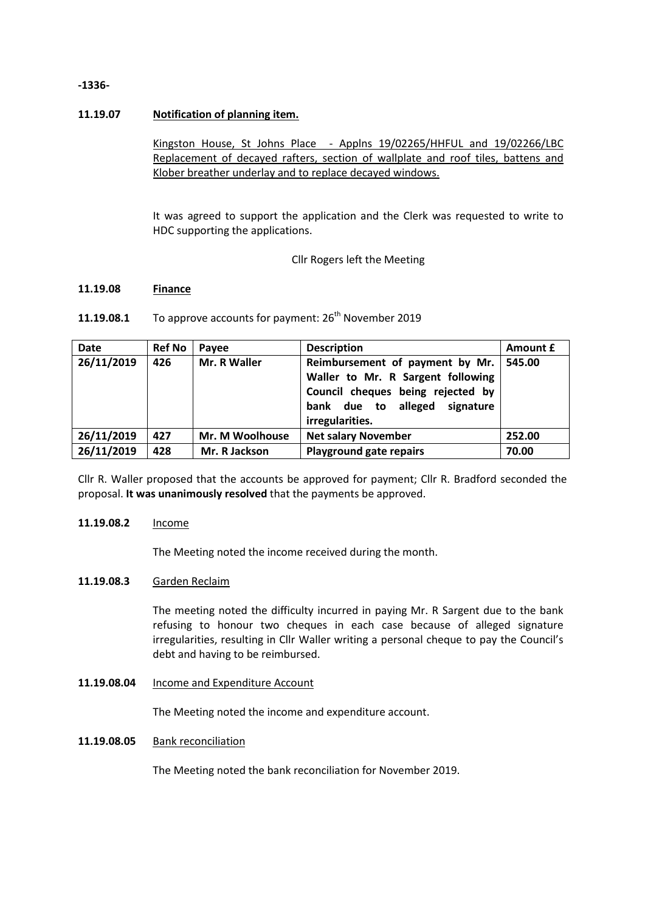**11.19.07 Notification of planning item.**

Kingston House, St Johns Place - Applns 19/02265/HHFUL and 19/02266/LBC Replacement of decayed rafters, section of wallplate and roof tiles, battens and Klober breather underlay and to replace decayed windows.

It was agreed to support the application and the Clerk was requested to write to HDC supporting the applications.

Cllr Rogers left the Meeting

**11.19.08 Finance**

**11.19.08.1** To approve accounts for payment: 26th November 2019

| Date | Ref No | Payee | Description | Amount £ |
|---|---|---|---|---|
| **26/11/2019** | **426** | **Mr. R Waller** | **Reimbursement of payment by Mr. Waller to Mr. R Sargent following Council cheques being rejected by bank due to alleged signature irregularities.** | **545.00** |
| **26/11/2019** | **427** | **Mr. M Woolhouse** | **Net salary November** | **252.00** |
| **26/11/2019** | **428** | **Mr. R Jackson** | **Playground gate repairs** | **70.00** |

Cllr R. Waller proposed that the accounts be approved for payment; Cllr R. Bradford seconded the proposal. **It was unanimously resolved** that the payments be approved.

**11.19.08.2** Income

The Meeting noted the income received during the month.

**11.19.08.3** Garden Reclaim

The meeting noted the difficulty incurred in paying Mr. R Sargent due to the bank refusing to honour two cheques in each case because of alleged signature irregularities, resulting in Cllr Waller writing a personal cheque to pay the Council's debt and having to be reimbursed.

**11.19.08.04** Income and Expenditure Account

The Meeting noted the income and expenditure account.

**11.19.08.05** Bank reconciliation

The Meeting noted the bank reconciliation for November 2019.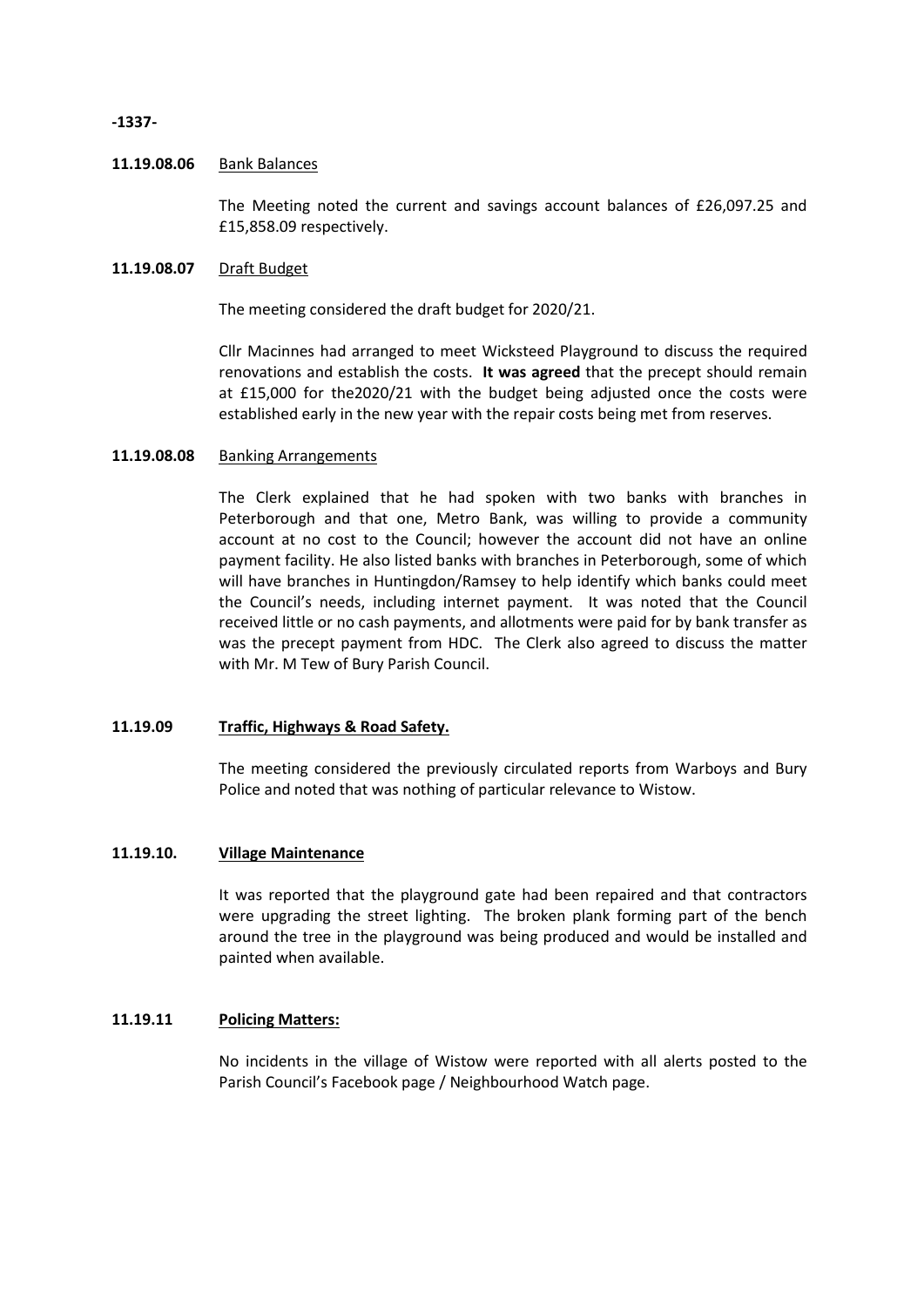-1337-

**11.19.08.06** Bank Balances

The Meeting noted the current and savings account balances of £26,097.25 and £15,858.09 respectively.

**11.19.08.07** Draft Budget

The meeting considered the draft budget for 2020/21.

Cllr Macinnes had arranged to meet Wicksteed Playground to discuss the required renovations and establish the costs. **It was agreed** that the precept should remain at £15,000 for the2020/21 with the budget being adjusted once the costs were established early in the new year with the repair costs being met from reserves.

**11.19.08.08** Banking Arrangements

The Clerk explained that he had spoken with two banks with branches in Peterborough and that one, Metro Bank, was willing to provide a community account at no cost to the Council; however the account did not have an online payment facility. He also listed banks with branches in Peterborough, some of which will have branches in Huntingdon/Ramsey to help identify which banks could meet the Council's needs, including internet payment. It was noted that the Council received little or no cash payments, and allotments were paid for by bank transfer as was the precept payment from HDC. The Clerk also agreed to discuss the matter with Mr. M Tew of Bury Parish Council.

**11.19.09** **Traffic, Highways & Road Safety.**

The meeting considered the previously circulated reports from Warboys and Bury Police and noted that was nothing of particular relevance to Wistow.

**11.19.10.** **Village Maintenance**

It was reported that the playground gate had been repaired and that contractors were upgrading the street lighting. The broken plank forming part of the bench around the tree in the playground was being produced and would be installed and painted when available.

**11.19.11** **Policing Matters:**

No incidents in the village of Wistow were reported with all alerts posted to the Parish Council's Facebook page / Neighbourhood Watch page.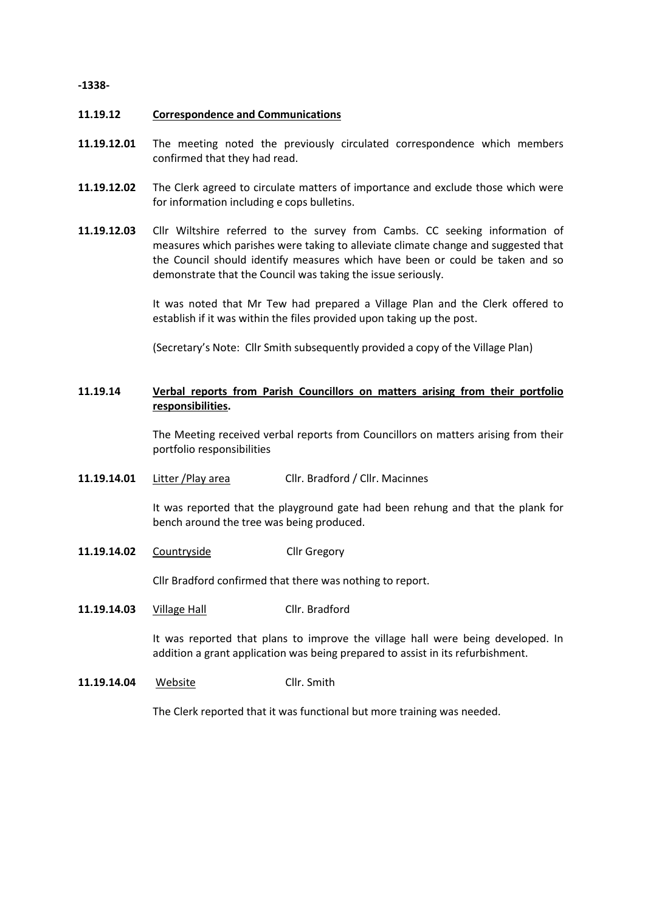**11.19.12 Correspondence and Communications**

**11.19.12.01** The meeting noted the previously circulated correspondence which members confirmed that they had read.

**11.19.12.02** The Clerk agreed to circulate matters of importance and exclude those which were for information including e cops bulletins.

**11.19.12.03** Cllr Wiltshire referred to the survey from Cambs. CC seeking information of measures which parishes were taking to alleviate climate change and suggested that the Council should identify measures which have been or could be taken and so demonstrate that the Council was taking the issue seriously.

It was noted that Mr Tew had prepared a Village Plan and the Clerk offered to establish if it was within the files provided upon taking up the post.

(Secretary's Note: Cllr Smith subsequently provided a copy of the Village Plan)

**11.19.14 Verbal reports from Parish Councillors on matters arising from their portfolio responsibilities.**

The Meeting received verbal reports from Councillors on matters arising from their portfolio responsibilities

**11.19.14.01** Litter /Play area Cllr. Bradford / Cllr. Macinnes

It was reported that the playground gate had been rehung and that the plank for bench around the tree was being produced.

**11.19.14.02** Countryside Cllr Gregory

Cllr Bradford confirmed that there was nothing to report.

**11.19.14.03** Village Hall Cllr. Bradford

It was reported that plans to improve the village hall were being developed. In addition a grant application was being prepared to assist in its refurbishment.

**11.19.14.04** Website Cllr. Smith

The Clerk reported that it was functional but more training was needed.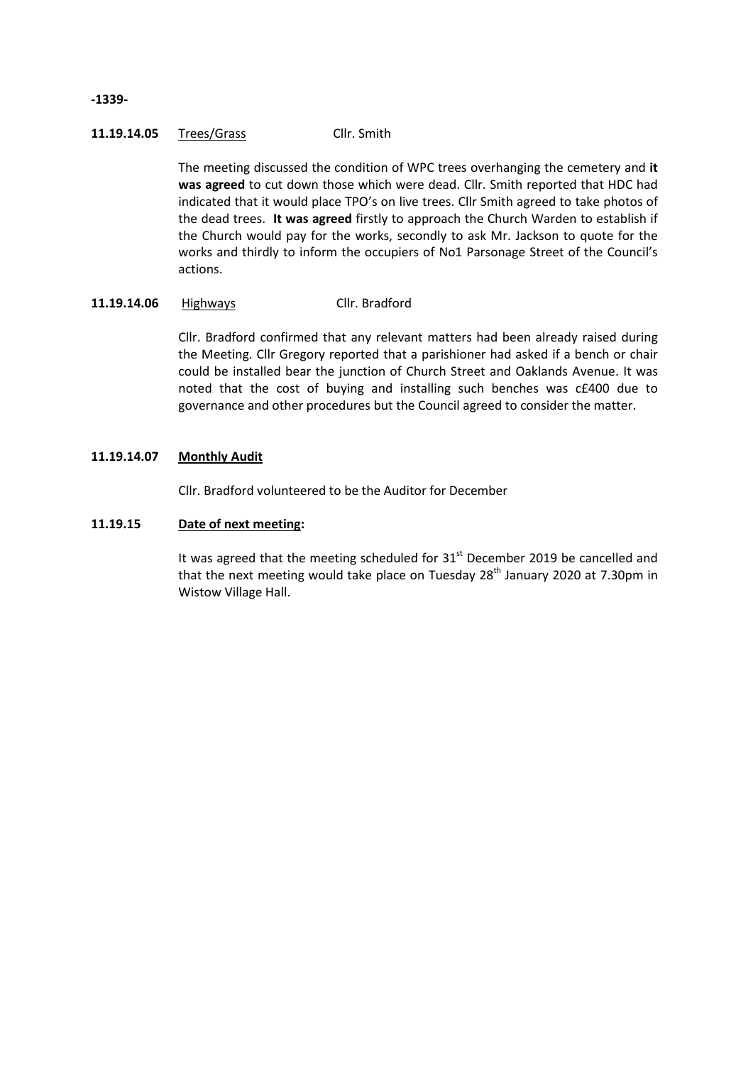**-1339-**

**11.19.14.05** Trees/Grass Cllr. Smith

The meeting discussed the condition of WPC trees overhanging the cemetery and **it was agreed** to cut down those which were dead. Cllr. Smith reported that HDC had indicated that it would place TPO's on live trees. Cllr Smith agreed to take photos of the dead trees. **It was agreed** firstly to approach the Church Warden to establish if the Church would pay for the works, secondly to ask Mr. Jackson to quote for the works and thirdly to inform the occupiers of No1 Parsonage Street of the Council's actions.

**11.19.14.06** Highways Cllr. Bradford

Cllr. Bradford confirmed that any relevant matters had been already raised during the Meeting. Cllr Gregory reported that a parishioner had asked if a bench or chair could be installed bear the junction of Church Street and Oaklands Avenue. It was noted that the cost of buying and installing such benches was c£400 due to governance and other procedures but the Council agreed to consider the matter.

**11.19.14.07** **Monthly Audit**

Cllr. Bradford volunteered to be the Auditor for December

**11.19.15** **Date of next meeting:**

It was agreed that the meeting scheduled for 31st December 2019 be cancelled and that the next meeting would take place on Tuesday 28th January 2020 at 7.30pm in Wistow Village Hall.